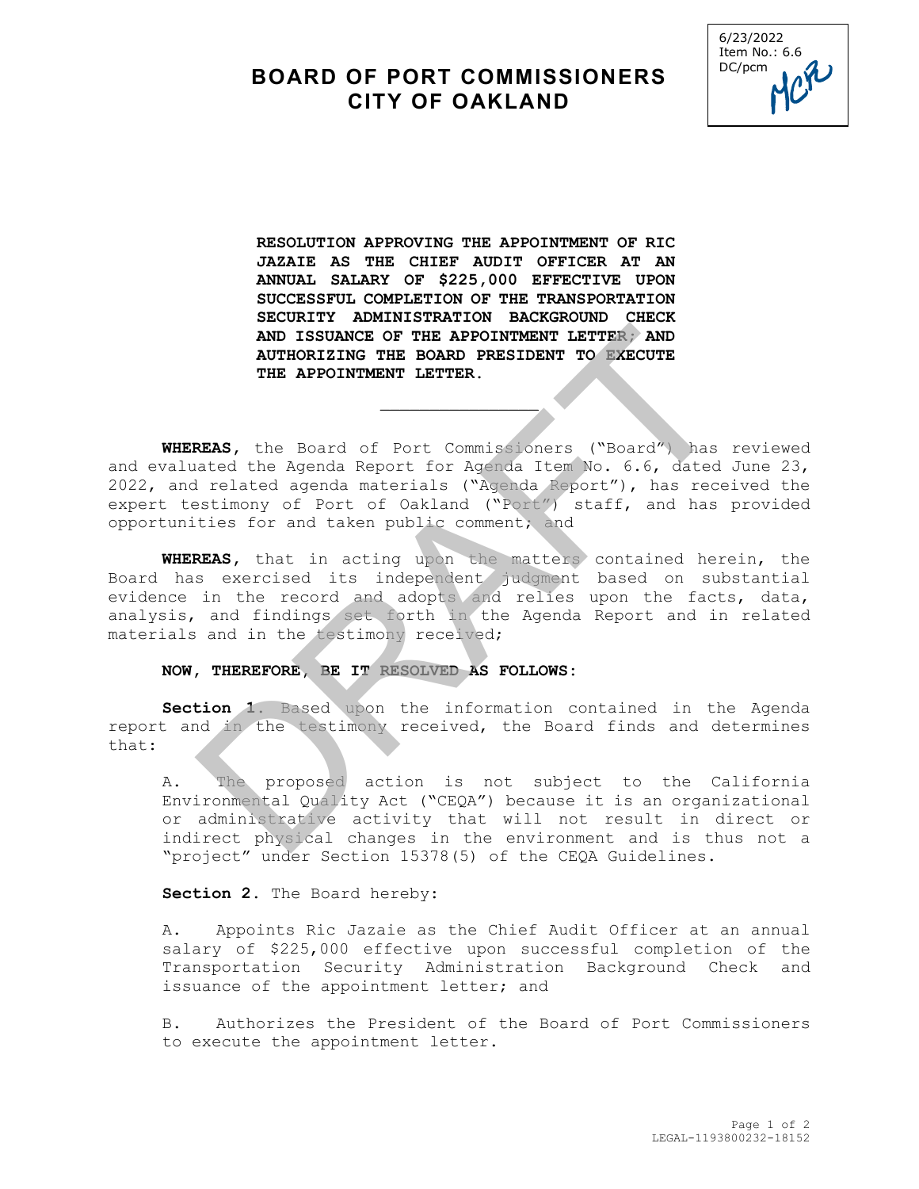6/23/2022
Item No.: 6.6
DC/pcm

# BOARD OF PORT COMMISSIONERS
# CITY OF OAKLAND

**RESOLUTION APPROVING THE APPOINTMENT OF RIC JAZAIE AS THE CHIEF AUDIT OFFICER AT AN ANNUAL SALARY OF $225,000 EFFECTIVE UPON SUCCESSFUL COMPLETION OF THE TRANSPORTATION SECURITY ADMINISTRATION BACKGROUND CHECK AND ISSUANCE OF THE APPOINTMENT LETTER; AND AUTHORIZING THE BOARD PRESIDENT TO EXECUTE THE APPOINTMENT LETTER.**

---

**WHEREAS,** the Board of Port Commissioners ("Board") has reviewed and evaluated the Agenda Report for Agenda Item No. 6.6, dated June 23, 2022, and related agenda materials ("Agenda Report"), has received the expert testimony of Port of Oakland ("Port") staff, and has provided opportunities for and taken public comment; and

**WHEREAS,** that in acting upon the matters contained herein, the Board has exercised its independent judgment based on substantial evidence in the record and adopts and relies upon the facts, data, analysis, and findings set forth in the Agenda Report and in related materials and in the testimony received;

**NOW, THEREFORE, BE IT RESOLVED AS FOLLOWS:**

**Section 1.** Based upon the information contained in the Agenda report and in the testimony received, the Board finds and determines that:

A. The proposed action is not subject to the California Environmental Quality Act ("CEQA") because it is an organizational or administrative activity that will not result in direct or indirect physical changes in the environment and is thus not a "project" under Section 15378(5) of the CEQA Guidelines.

**Section 2.** The Board hereby:

A. Appoints Ric Jazaie as the Chief Audit Officer at an annual salary of $225,000 effective upon successful completion of the Transportation Security Administration Background Check and issuance of the appointment letter; and

B. Authorizes the President of the Board of Port Commissioners to execute the appointment letter.

LEGAL-1193800232-18152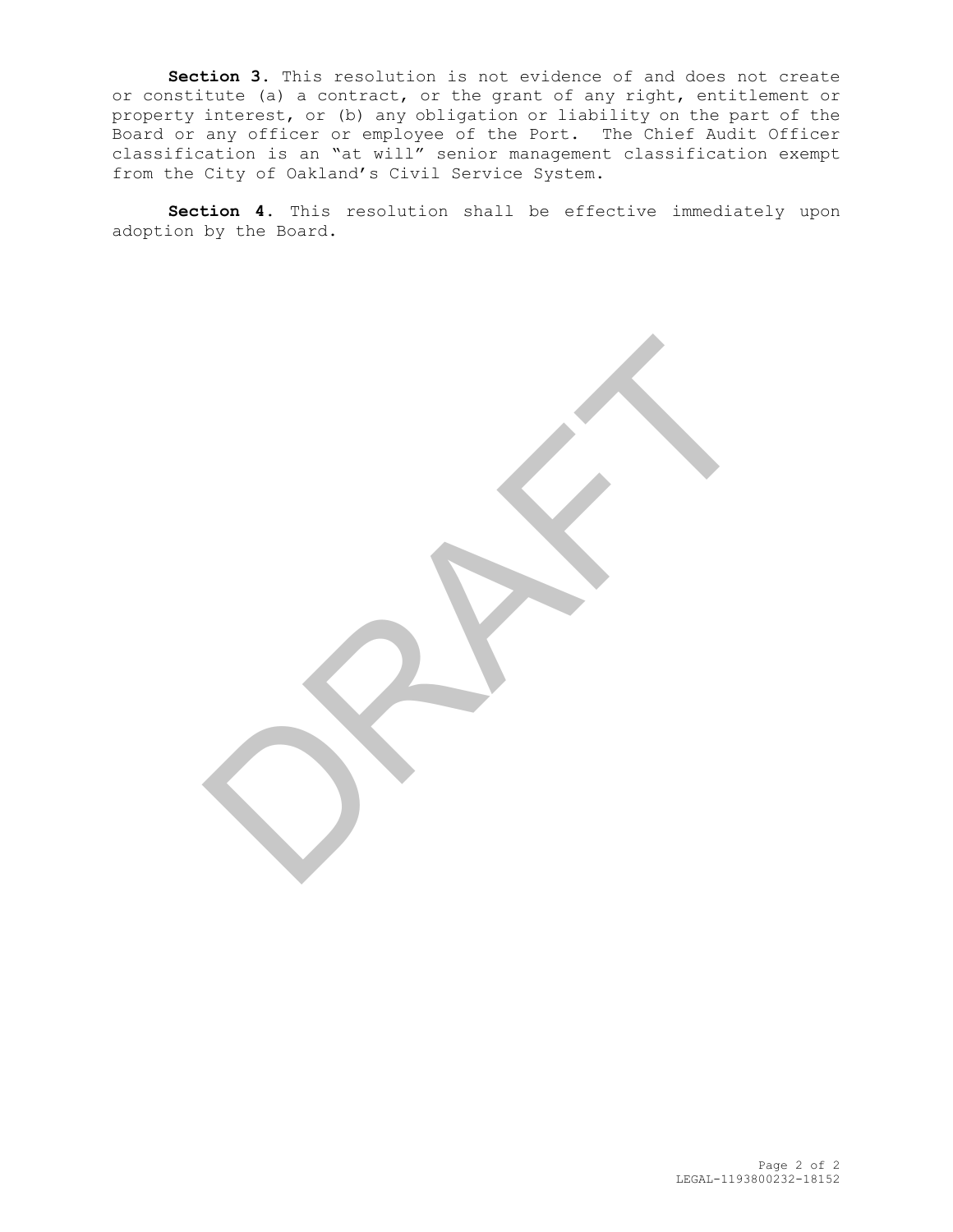**Section 3.** This resolution is not evidence of and does not create or constitute (a) a contract, or the grant of any right, entitlement or property interest, or (b) any obligation or liability on the part of the Board or any officer or employee of the Port. The Chief Audit Officer classification is an "at will" senior management classification exempt from the City of Oakland's Civil Service System.

**Section 4.** This resolution shall be effective immediately upon adoption by the Board.

DRAFT

LEGAL-1193800232-18152